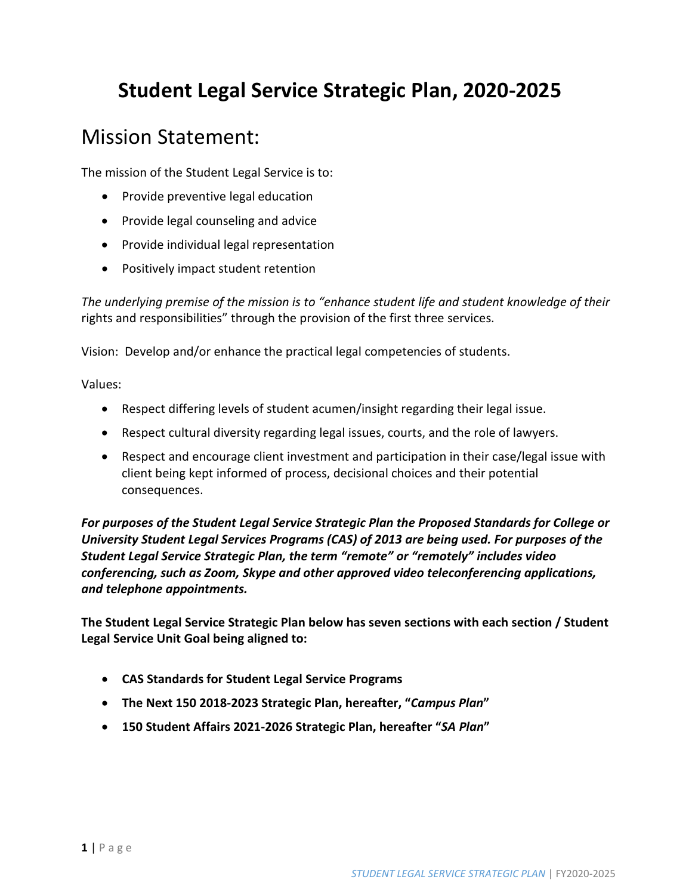# Student Legal Service Strategic Plan, 2020-2025

## Mission Statement:

The mission of the Student Legal Service is to:

- Provide preventive legal education
- Provide legal counseling and advice
- Provide individual legal representation
- Positively impact student retention

*The underlying premise of the mission is to "enhance student life and student knowledge of their* rights and responsibilities" through the provision of the first three services.

Vision: Develop and/or enhance the practical legal competencies of students.

Values:

- Respect differing levels of student acumen/insight regarding their legal issue.
- Respect cultural diversity regarding legal issues, courts, and the role of lawyers.
- Respect and encourage client investment and participation in their case/legal issue with client being kept informed of process, decisional choices and their potential consequences.

***For purposes of the Student Legal Service Strategic Plan the Proposed Standards for College or University Student Legal Services Programs (CAS) of 2013 are being used. For purposes of the Student Legal Service Strategic Plan, the term "remote" or "remotely" includes video conferencing, such as Zoom, Skype and other approved video teleconferencing applications, and telephone appointments.***

**The Student Legal Service Strategic Plan below has seven sections with each section / Student Legal Service Unit Goal being aligned to:**

- **CAS Standards for Student Legal Service Programs**
- **The Next 150 2018-2023 Strategic Plan, hereafter, "*Campus Plan*"**
- **150 Student Affairs 2021-2026 Strategic Plan, hereafter "*SA Plan*"**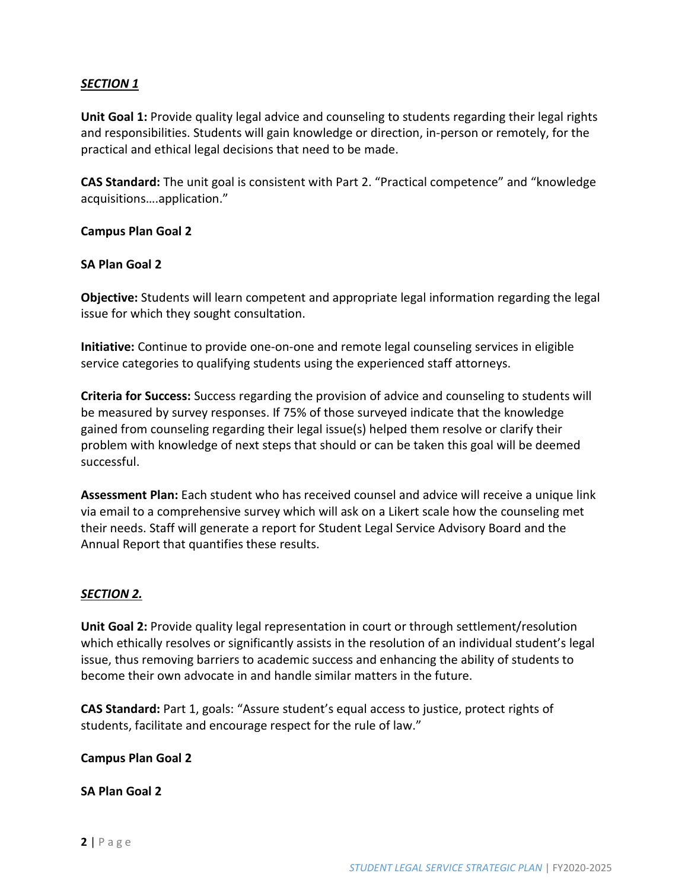***SECTION 1***

**Unit Goal 1:** Provide quality legal advice and counseling to students regarding their legal rights and responsibilities. Students will gain knowledge or direction, in-person or remotely, for the practical and ethical legal decisions that need to be made.

**CAS Standard:** The unit goal is consistent with Part 2. "Practical competence" and "knowledge acquisitions….application."

**Campus Plan Goal 2**

**SA Plan Goal 2**

**Objective:** Students will learn competent and appropriate legal information regarding the legal issue for which they sought consultation.

**Initiative:** Continue to provide one-on-one and remote legal counseling services in eligible service categories to qualifying students using the experienced staff attorneys.

**Criteria for Success:** Success regarding the provision of advice and counseling to students will be measured by survey responses. If 75% of those surveyed indicate that the knowledge gained from counseling regarding their legal issue(s) helped them resolve or clarify their problem with knowledge of next steps that should or can be taken this goal will be deemed successful.

**Assessment Plan:** Each student who has received counsel and advice will receive a unique link via email to a comprehensive survey which will ask on a Likert scale how the counseling met their needs. Staff will generate a report for Student Legal Service Advisory Board and the Annual Report that quantifies these results.

***SECTION 2.***

**Unit Goal 2:** Provide quality legal representation in court or through settlement/resolution which ethically resolves or significantly assists in the resolution of an individual student's legal issue, thus removing barriers to academic success and enhancing the ability of students to become their own advocate in and handle similar matters in the future.

**CAS Standard:** Part 1, goals: "Assure student's equal access to justice, protect rights of students, facilitate and encourage respect for the rule of law."

**Campus Plan Goal 2**

**SA Plan Goal 2**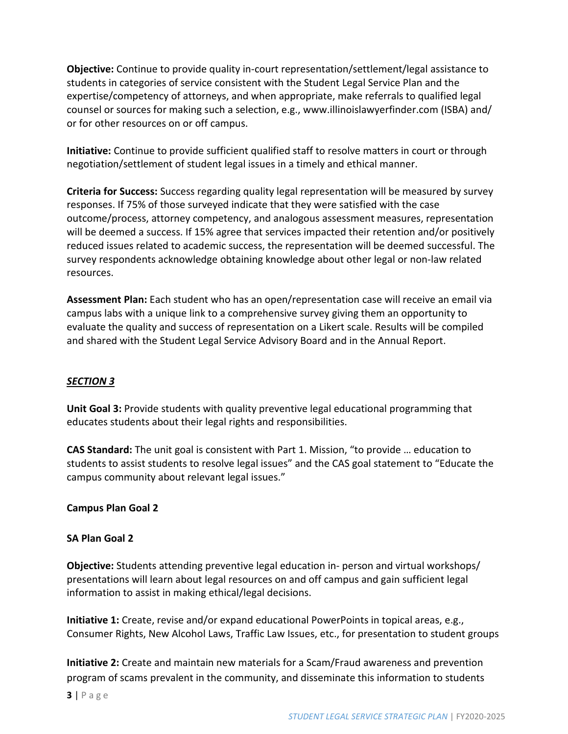**Objective:** Continue to provide quality in-court representation/settlement/legal assistance to students in categories of service consistent with the Student Legal Service Plan and the expertise/competency of attorneys, and when appropriate, make referrals to qualified legal counsel or sources for making such a selection, e.g., www.illinoislawyerfinder.com (ISBA) and/or for other resources on or off campus.

**Initiative:** Continue to provide sufficient qualified staff to resolve matters in court or through negotiation/settlement of student legal issues in a timely and ethical manner.

**Criteria for Success:** Success regarding quality legal representation will be measured by survey responses. If 75% of those surveyed indicate that they were satisfied with the case outcome/process, attorney competency, and analogous assessment measures, representation will be deemed a success. If 15% agree that services impacted their retention and/or positively reduced issues related to academic success, the representation will be deemed successful. The survey respondents acknowledge obtaining knowledge about other legal or non-law related resources.

**Assessment Plan:** Each student who has an open/representation case will receive an email via campus labs with a unique link to a comprehensive survey giving them an opportunity to evaluate the quality and success of representation on a Likert scale. Results will be compiled and shared with the Student Legal Service Advisory Board and in the Annual Report.

***SECTION 3***

**Unit Goal 3:** Provide students with quality preventive legal educational programming that educates students about their legal rights and responsibilities.

**CAS Standard:** The unit goal is consistent with Part 1. Mission, "to provide … education to students to assist students to resolve legal issues" and the CAS goal statement to "Educate the campus community about relevant legal issues."

**Campus Plan Goal 2**

**SA Plan Goal 2**

**Objective:** Students attending preventive legal education in- person and virtual workshops/ presentations will learn about legal resources on and off campus and gain sufficient legal information to assist in making ethical/legal decisions.

**Initiative 1:** Create, revise and/or expand educational PowerPoints in topical areas, e.g., Consumer Rights, New Alcohol Laws, Traffic Law Issues, etc., for presentation to student groups

**Initiative 2:** Create and maintain new materials for a Scam/Fraud awareness and prevention program of scams prevalent in the community, and disseminate this information to students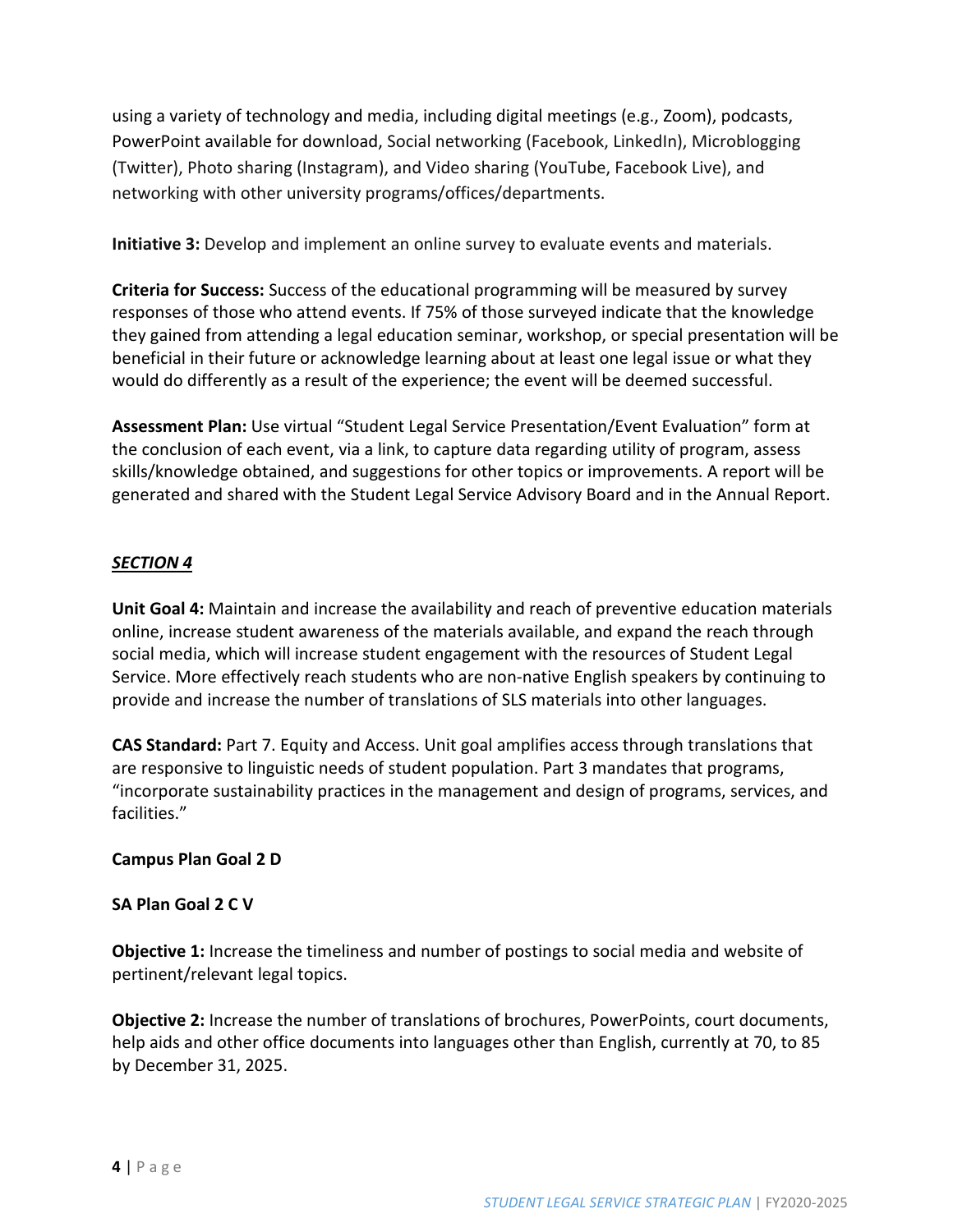using a variety of technology and media, including digital meetings (e.g., Zoom), podcasts, PowerPoint available for download, Social networking (Facebook, LinkedIn), Microblogging (Twitter), Photo sharing (Instagram), and Video sharing (YouTube, Facebook Live), and networking with other university programs/offices/departments.

**Initiative 3:** Develop and implement an online survey to evaluate events and materials.

**Criteria for Success:** Success of the educational programming will be measured by survey responses of those who attend events. If 75% of those surveyed indicate that the knowledge they gained from attending a legal education seminar, workshop, or special presentation will be beneficial in their future or acknowledge learning about at least one legal issue or what they would do differently as a result of the experience; the event will be deemed successful.

**Assessment Plan:** Use virtual "Student Legal Service Presentation/Event Evaluation" form at the conclusion of each event, via a link, to capture data regarding utility of program, assess skills/knowledge obtained, and suggestions for other topics or improvements. A report will be generated and shared with the Student Legal Service Advisory Board and in the Annual Report.

## ***SECTION 4***

**Unit Goal 4:** Maintain and increase the availability and reach of preventive education materials online, increase student awareness of the materials available, and expand the reach through social media, which will increase student engagement with the resources of Student Legal Service. More effectively reach students who are non-native English speakers by continuing to provide and increase the number of translations of SLS materials into other languages.

**CAS Standard:** Part 7. Equity and Access. Unit goal amplifies access through translations that are responsive to linguistic needs of student population. Part 3 mandates that programs, "incorporate sustainability practices in the management and design of programs, services, and facilities."

**Campus Plan Goal 2 D**

**SA Plan Goal 2 C V**

**Objective 1:** Increase the timeliness and number of postings to social media and website of pertinent/relevant legal topics.

**Objective 2:** Increase the number of translations of brochures, PowerPoints, court documents, help aids and other office documents into languages other than English, currently at 70, to 85 by December 31, 2025.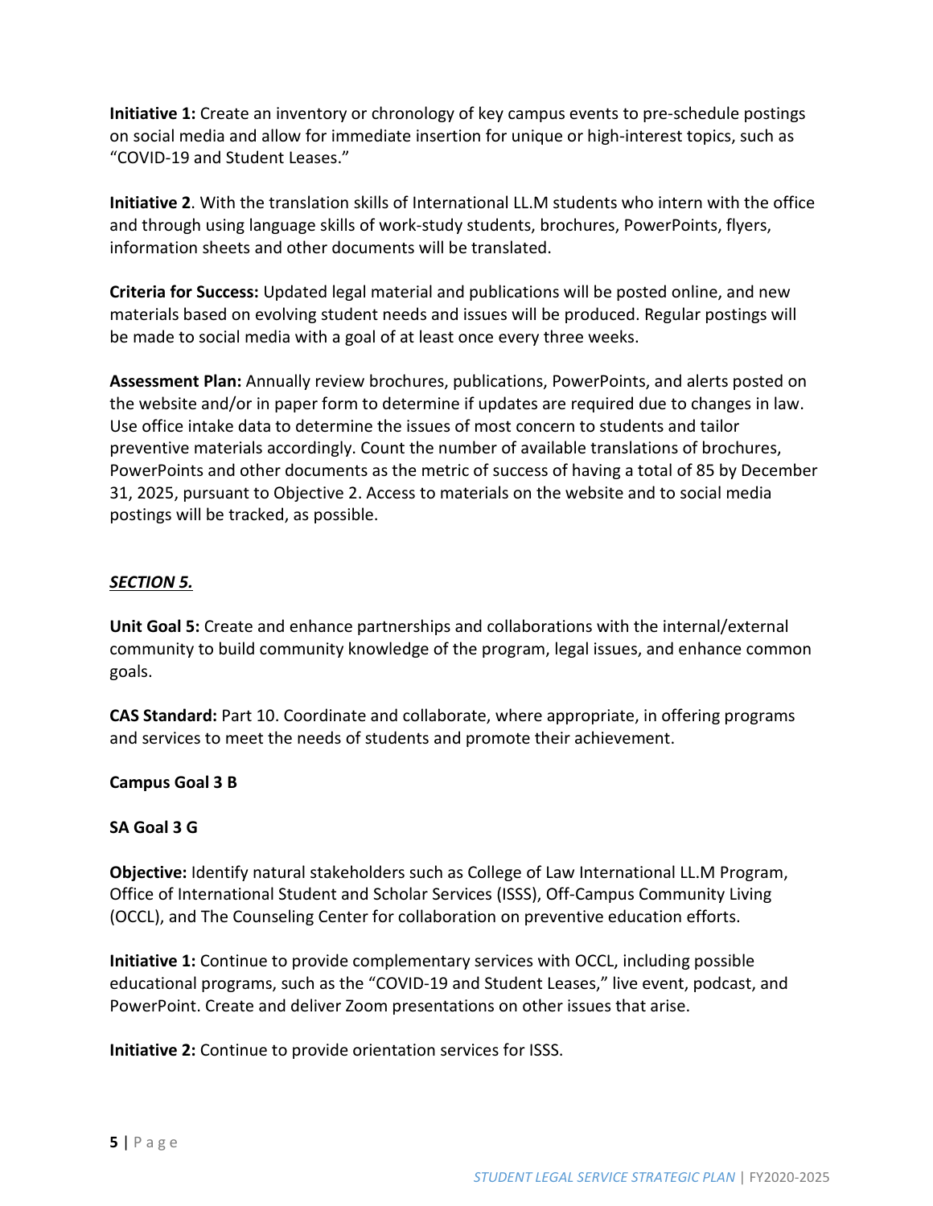**Initiative 1:** Create an inventory or chronology of key campus events to pre-schedule postings on social media and allow for immediate insertion for unique or high-interest topics, such as "COVID-19 and Student Leases."

**Initiative 2**. With the translation skills of International LL.M students who intern with the office and through using language skills of work-study students, brochures, PowerPoints, flyers, information sheets and other documents will be translated.

**Criteria for Success:** Updated legal material and publications will be posted online, and new materials based on evolving student needs and issues will be produced. Regular postings will be made to social media with a goal of at least once every three weeks.

**Assessment Plan:** Annually review brochures, publications, PowerPoints, and alerts posted on the website and/or in paper form to determine if updates are required due to changes in law. Use office intake data to determine the issues of most concern to students and tailor preventive materials accordingly. Count the number of available translations of brochures, PowerPoints and other documents as the metric of success of having a total of 85 by December 31, 2025, pursuant to Objective 2. Access to materials on the website and to social media postings will be tracked, as possible.

***SECTION 5.***

**Unit Goal 5:** Create and enhance partnerships and collaborations with the internal/external community to build community knowledge of the program, legal issues, and enhance common goals.

**CAS Standard:** Part 10. Coordinate and collaborate, where appropriate, in offering programs and services to meet the needs of students and promote their achievement.

**Campus Goal 3 B**

**SA Goal 3 G**

**Objective:** Identify natural stakeholders such as College of Law International LL.M Program, Office of International Student and Scholar Services (ISSS), Off-Campus Community Living (OCCL), and The Counseling Center for collaboration on preventive education efforts.

**Initiative 1:** Continue to provide complementary services with OCCL, including possible educational programs, such as the "COVID-19 and Student Leases," live event, podcast, and PowerPoint. Create and deliver Zoom presentations on other issues that arise.

**Initiative 2:** Continue to provide orientation services for ISSS.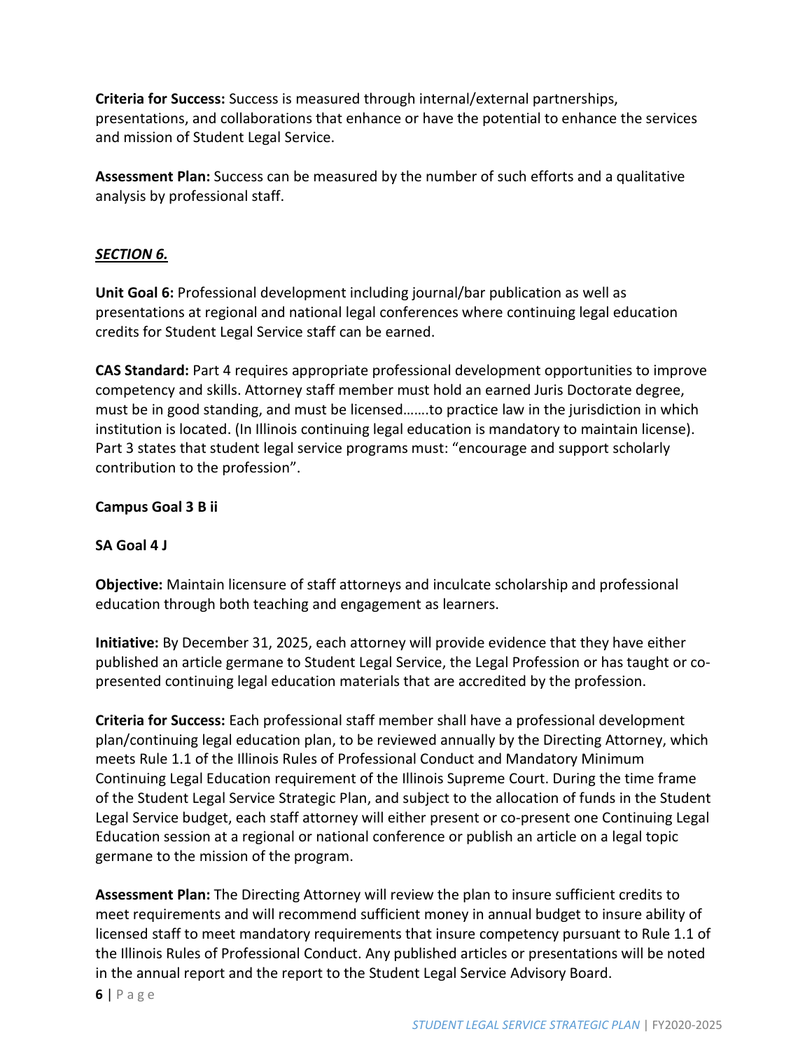**Criteria for Success:** Success is measured through internal/external partnerships, presentations, and collaborations that enhance or have the potential to enhance the services and mission of Student Legal Service.

**Assessment Plan:** Success can be measured by the number of such efforts and a qualitative analysis by professional staff.

***SECTION 6.***

**Unit Goal 6:** Professional development including journal/bar publication as well as presentations at regional and national legal conferences where continuing legal education credits for Student Legal Service staff can be earned.

**CAS Standard:** Part 4 requires appropriate professional development opportunities to improve competency and skills. Attorney staff member must hold an earned Juris Doctorate degree, must be in good standing, and must be licensed…….to practice law in the jurisdiction in which institution is located. (In Illinois continuing legal education is mandatory to maintain license). Part 3 states that student legal service programs must: "encourage and support scholarly contribution to the profession".

**Campus Goal 3 B ii**

**SA Goal 4 J**

**Objective:** Maintain licensure of staff attorneys and inculcate scholarship and professional education through both teaching and engagement as learners.

**Initiative:** By December 31, 2025, each attorney will provide evidence that they have either published an article germane to Student Legal Service, the Legal Profession or has taught or co-presented continuing legal education materials that are accredited by the profession.

**Criteria for Success:** Each professional staff member shall have a professional development plan/continuing legal education plan, to be reviewed annually by the Directing Attorney, which meets Rule 1.1 of the Illinois Rules of Professional Conduct and Mandatory Minimum Continuing Legal Education requirement of the Illinois Supreme Court. During the time frame of the Student Legal Service Strategic Plan, and subject to the allocation of funds in the Student Legal Service budget, each staff attorney will either present or co-present one Continuing Legal Education session at a regional or national conference or publish an article on a legal topic germane to the mission of the program.

**Assessment Plan:** The Directing Attorney will review the plan to insure sufficient credits to meet requirements and will recommend sufficient money in annual budget to insure ability of licensed staff to meet mandatory requirements that insure competency pursuant to Rule 1.1 of the Illinois Rules of Professional Conduct. Any published articles or presentations will be noted in the annual report and the report to the Student Legal Service Advisory Board.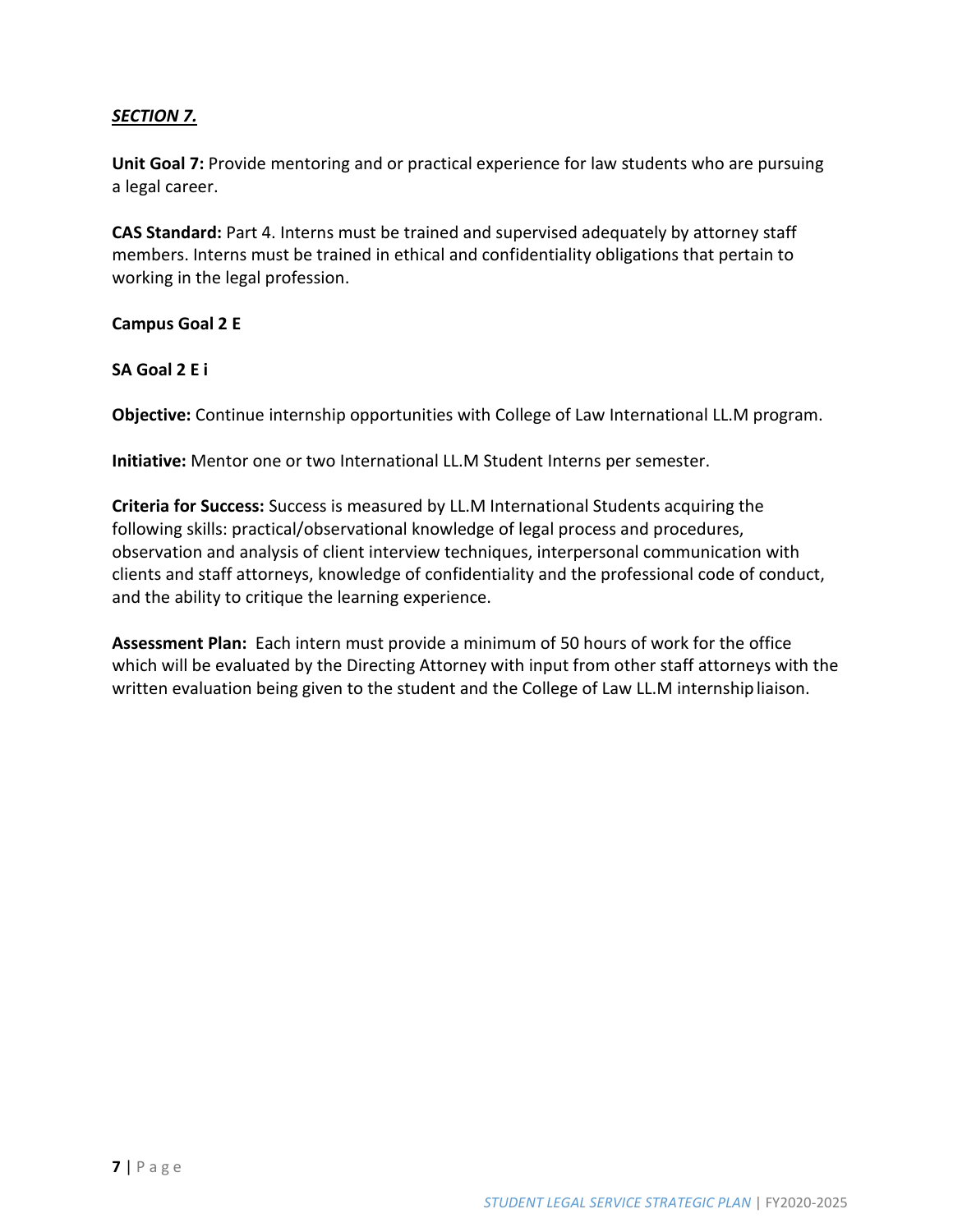***SECTION 7.***

**Unit Goal 7:** Provide mentoring and or practical experience for law students who are pursuing a legal career.

**CAS Standard:** Part 4. Interns must be trained and supervised adequately by attorney staff members. Interns must be trained in ethical and confidentiality obligations that pertain to working in the legal profession.

**Campus Goal 2 E**

**SA Goal 2 E i**

**Objective:** Continue internship opportunities with College of Law International LL.M program.

**Initiative:** Mentor one or two International LL.M Student Interns per semester.

**Criteria for Success:** Success is measured by LL.M International Students acquiring the following skills: practical/observational knowledge of legal process and procedures, observation and analysis of client interview techniques, interpersonal communication with clients and staff attorneys, knowledge of confidentiality and the professional code of conduct, and the ability to critique the learning experience.

**Assessment Plan:** Each intern must provide a minimum of 50 hours of work for the office which will be evaluated by the Directing Attorney with input from other staff attorneys with the written evaluation being given to the student and the College of Law LL.M internship liaison.